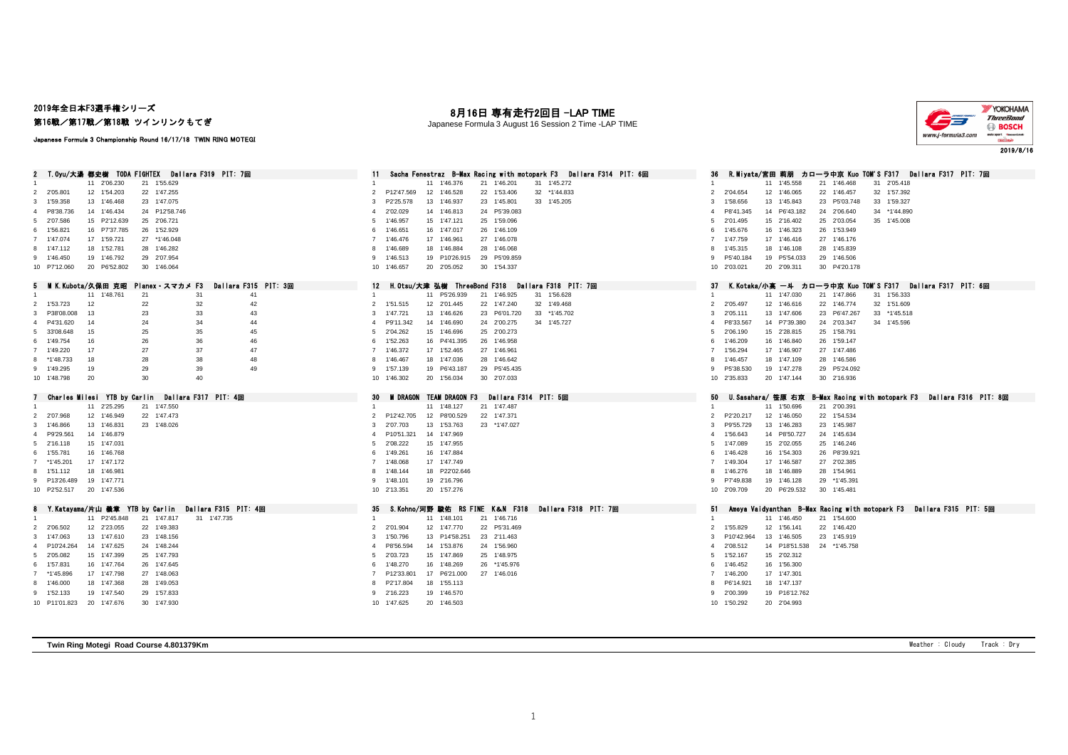2019年全日本F3選手権シリーズ
第16戦／第17戦／第18戦 ツインリンクもてぎ

Japanese Formula 3 Championship Round 16/17/18 TWIN RING MOTEGI

# 8月16日 専有走行2回目 -LAP TIME

Japanese Formula 3 August 16 Session 2 Time -LAP TIME

2019/8/16

### 2 T.Oyu/大湯 都史樹 TODA FIGHTEX Dallara F319 PIT: 7回

| Lap | Time | Lap | Time | Lap | Time |
|---|---|---|---|---|---|
| 1 | | 11 | 2'06.230 | 21 | 1'55.629 |
| 2 | 2'05.801 | 12 | 1'54.203 | 22 | 1'47.255 |
| 3 | 1'59.358 | 13 | 1'46.468 | 23 | 1'47.075 |
| 4 | P8'38.736 | 14 | 1'46.434 | 24 | P12'58.746 |
| 5 | 2'07.586 | 15 | P2'12.639 | 25 | 2'06.721 |
| 6 | 1'56.821 | 16 | P7'37.785 | 26 | 1'52.929 |
| 7 | 1'47.074 | 17 | 1'59.721 | 27 | *1'46.048 |
| 8 | 1'47.112 | 18 | 1'52.781 | 28 | 1'46.282 |
| 9 | 1'46.450 | 19 | 1'46.792 | 29 | 2'07.954 |
| 10 | P7'12.060 | 20 | P6'52.802 | 30 | 1'46.064 |

### 11 Sacha Fenestraz B-Max Racing with motopark F3 Dallara F314 PIT: 6回

| Lap | Time | Lap | Time | Lap | Time | Lap | Time |
|---|---|---|---|---|---|---|---|
| 1 | | 11 | 1'46.376 | 21 | 1'46.201 | 31 | 1'45.272 |
| 2 | P12'47.569 | 12 | 1'46.528 | 22 | 1'53.406 | 32 | *1'44.833 |
| 3 | P2'25.578 | 13 | 1'46.937 | 23 | 1'45.801 | 33 | 1'45.205 |
| 4 | 2'02.029 | 14 | 1'46.813 | 24 | P5'39.083 | | |
| 5 | 1'46.957 | 15 | 1'47.121 | 25 | 1'59.096 | | |
| 6 | 1'46.651 | 16 | 1'47.017 | 26 | 1'46.109 | | |
| 7 | 1'46.476 | 17 | 1'46.961 | 27 | 1'46.078 | | |
| 8 | 1'46.689 | 18 | 1'46.884 | 28 | 1'46.068 | | |
| 9 | 1'46.513 | 19 | P10'26.915 | 29 | P5'09.859 | | |
| 10 | 1'46.657 | 20 | 2'05.052 | 30 | 1'54.337 | | |

### 36 R.Miyata/宮田 莉朋 カローラ中京 Kuo TOM'S F317 Dallara F317 PIT: 7回

| Lap | Time | Lap | Time | Lap | Time | Lap | Time |
|---|---|---|---|---|---|---|---|
| 1 | | 11 | 1'45.558 | 21 | 1'46.468 | 31 | 2'05.418 |
| 2 | 2'04.654 | 12 | 1'46.065 | 22 | 1'46.457 | 32 | 1'57.392 |
| 3 | 1'58.656 | 13 | 1'45.843 | 23 | P5'03.748 | 33 | 1'59.327 |
| 4 | P8'41.345 | 14 | P6'43.182 | 24 | 2'06.640 | 34 | *1'44.890 |
| 5 | 2'01.495 | 15 | 2'16.402 | 25 | 2'03.054 | 35 | 1'45.008 |
| 6 | 1'45.676 | 16 | 1'46.323 | 26 | 1'53.949 | | |
| 7 | 1'47.759 | 17 | 1'46.416 | 27 | 1'46.176 | | |
| 8 | 1'45.315 | 18 | 1'46.108 | 28 | 1'45.839 | | |
| 9 | P5'40.184 | 19 | P5'54.033 | 29 | 1'46.506 | | |
| 10 | 2'03.021 | 20 | 2'09.311 | 30 | P4'20.178 | | |

### 5 M K.Kubota/久保田 克昭 Planex・スマカメ F3 Dallara F315 PIT: 3回

| Lap | Time | Lap | Time | Lap | Time | Lap | Time | Lap | Time |
|---|---|---|---|---|---|---|---|---|---|
| 1 | | 11 | 1'48.761 | 21 | | 31 | | 41 | |
| 2 | 1'53.723 | 12 | | 22 | | 32 | | 42 | |
| 3 | P38'08.008 | 13 | | 23 | | 33 | | 43 | |
| 4 | P4'31.620 | 14 | | 24 | | 34 | | 44 | |
| 5 | 33'08.648 | 15 | | 25 | | 35 | | 45 | |
| 6 | 1'49.754 | 16 | | 26 | | 36 | | 46 | |
| 7 | 1'49.220 | 17 | | 27 | | 37 | | 47 | |
| 8 | *1'48.733 | 18 | | 28 | | 38 | | 48 | |
| 9 | 1'49.295 | 19 | | 29 | | 39 | | 49 | |
| 10 | 1'48.798 | 20 | | 30 | | 40 | | | |

### 12 H.Otsu/大津 弘樹 ThreeBond F318 Dallara F318 PIT: 7回

| Lap | Time | Lap | Time | Lap | Time | Lap | Time |
|---|---|---|---|---|---|---|---|
| 1 | | 11 | P5'26.939 | 21 | 1'46.925 | 31 | 1'56.628 |
| 2 | 1'51.515 | 12 | 2'01.445 | 22 | 1'47.240 | 32 | 1'49.468 |
| 3 | 1'47.721 | 13 | 1'46.626 | 23 | P6'01.720 | 33 | *1'45.702 |
| 4 | P9'11.342 | 14 | 1'46.690 | 24 | 2'00.275 | 34 | 1'45.727 |
| 5 | 2'04.262 | 15 | 1'46.696 | 25 | 2'00.273 | | |
| 6 | 1'52.263 | 16 | P4'41.395 | 26 | 1'46.958 | | |
| 7 | 1'46.372 | 17 | 1'52.465 | 27 | 1'46.961 | | |
| 8 | 1'46.467 | 18 | 1'47.036 | 28 | 1'46.642 | | |
| 9 | 1'57.139 | 19 | P6'43.187 | 29 | P5'45.435 | | |
| 10 | 1'46.302 | 20 | 1'56.034 | 30 | 2'07.033 | | |

### 37 K.Kotaka/小高 一斗 カローラ中京 Kuo TOM'S F317 Dallara F317 PIT: 6回

| Lap | Time | Lap | Time | Lap | Time | Lap | Time |
|---|---|---|---|---|---|---|---|
| 1 | | 11 | 1'47.030 | 21 | 1'47.866 | 31 | 1'56.333 |
| 2 | 2'05.497 | 12 | 1'46.616 | 22 | 1'46.774 | 32 | 1'51.609 |
| 3 | 2'05.111 | 13 | 1'47.606 | 23 | P6'47.267 | 33 | *1'45.518 |
| 4 | P8'33.567 | 14 | P7'39.380 | 24 | 2'03.347 | 34 | 1'45.596 |
| 5 | 2'06.190 | 15 | 2'28.815 | 25 | 1'58.791 | | |
| 6 | 1'46.209 | 16 | 1'46.840 | 26 | 1'59.147 | | |
| 7 | 1'56.294 | 17 | 1'46.907 | 27 | 1'47.486 | | |
| 8 | 1'46.457 | 18 | 1'47.109 | 28 | 1'46.586 | | |
| 9 | P5'38.530 | 19 | 1'47.278 | 29 | P5'24.092 | | |
| 10 | 2'35.833 | 20 | 1'47.144 | 30 | 2'16.936 | | |

### 7 Charles Milesi YTB by Carlin Dallara F317 PIT: 4回

| Lap | Time | Lap | Time | Lap | Time |
|---|---|---|---|---|---|
| 1 | | 11 | 2'25.295 | 21 | 1'47.550 |
| 2 | 2'07.968 | 12 | 1'46.949 | 22 | 1'47.473 |
| 3 | 1'46.866 | 13 | 1'46.831 | 23 | 1'48.026 |
| 4 | P9'29.561 | 14 | 1'46.879 | | |
| 5 | 2'16.118 | 15 | 1'47.031 | | |
| 6 | 1'55.781 | 16 | 1'46.768 | | |
| 7 | *1'45.201 | 17 | 1'47.172 | | |
| 8 | 1'51.112 | 18 | 1'46.981 | | |
| 9 | P13'26.489 | 19 | 1'47.771 | | |
| 10 | P2'52.517 | 20 | 1'47.536 | | |

### 30 M DRAGON TEAM DRAGON F3 Dallara F314 PIT: 5回

| Lap | Time | Lap | Time | Lap | Time |
|---|---|---|---|---|---|
| 1 | | 11 | 1'48.127 | 21 | 1'47.487 |
| 2 | P12'42.705 | 12 | P8'00.529 | 22 | 1'47.371 |
| 3 | 2'07.703 | 13 | 1'53.763 | 23 | *1'47.027 |
| 4 | P10'51.321 | 14 | 1'47.969 | | |
| 5 | 2'08.222 | 15 | 1'47.955 | | |
| 6 | 1'49.261 | 16 | 1'47.884 | | |
| 7 | 1'48.068 | 17 | 1'47.749 | | |
| 8 | 1'48.144 | 18 | P22'02.646 | | |
| 9 | 1'48.101 | 19 | 2'16.796 | | |
| 10 | 2'13.351 | 20 | 1'57.276 | | |

### 50 U.Sasahara/ 笹原 右京 B-Max Racing with motopark F3 Dallara F316 PIT: 8回

| Lap | Time | Lap | Time | Lap | Time |
|---|---|---|---|---|---|
| 1 | | 11 | 1'50.696 | 21 | 2'00.391 |
| 2 | P2'20.217 | 12 | 1'46.050 | 22 | 1'54.534 |
| 3 | P9'55.729 | 13 | 1'46.283 | 23 | 1'45.987 |
| 4 | 1'56.643 | 14 | P8'50.727 | 24 | 1'45.634 |
| 5 | 1'47.089 | 15 | 2'02.055 | 25 | 1'46.246 |
| 6 | 1'46.428 | 16 | 1'54.303 | 26 | P8'39.921 |
| 7 | 1'49.304 | 17 | 1'46.587 | 27 | 2'02.385 |
| 8 | 1'46.276 | 18 | 1'46.889 | 28 | 1'54.961 |
| 9 | P7'49.838 | 19 | 1'46.128 | 29 | *1'45.391 |
| 10 | 2'09.709 | 20 | P6'29.532 | 30 | 1'45.481 |

### 8 Y.Katayama/片山 義章 YTB by Carlin Dallara F315 PIT: 4回

| Lap | Time | Lap | Time | Lap | Time | Lap | Time |
|---|---|---|---|---|---|---|---|
| 1 | | 11 | P2'45.848 | 21 | 1'47.817 | 31 | 1'47.735 |
| 2 | 2'06.502 | 12 | 2'23.055 | 22 | 1'49.383 | | |
| 3 | 1'47.063 | 13 | 1'47.610 | 23 | 1'48.156 | | |
| 4 | P10'24.264 | 14 | 1'47.625 | 24 | 1'48.244 | | |
| 5 | 2'05.082 | 15 | 1'47.399 | 25 | 1'47.793 | | |
| 6 | 1'57.831 | 16 | 1'47.764 | 26 | 1'47.645 | | |
| 7 | *1'45.896 | 17 | 1'47.798 | 27 | 1'48.063 | | |
| 8 | 1'46.000 | 18 | 1'47.368 | 28 | 1'49.053 | | |
| 9 | 1'52.133 | 19 | 1'47.540 | 29 | 1'57.833 | | |
| 10 | P11'01.823 | 20 | 1'47.676 | 30 | 1'47.930 | | |

### 35 S.Kohno/河野 駿佑 RS FINE K&N F318 Dallara F318 PIT: 7回

| Lap | Time | Lap | Time | Lap | Time |
|---|---|---|---|---|---|
| 1 | | 11 | 1'48.101 | 21 | 1'46.716 |
| 2 | 2'01.904 | 12 | 1'47.770 | 22 | P5'31.469 |
| 3 | 1'50.796 | 13 | P14'58.251 | 23 | 2'11.463 |
| 4 | P8'56.594 | 14 | 1'53.876 | 24 | 1'56.960 |
| 5 | 2'03.723 | 15 | 1'47.869 | 25 | 1'48.975 |
| 6 | 1'48.270 | 16 | 1'48.269 | 26 | *1'45.976 |
| 7 | P12'33.801 | 17 | P6'21.000 | 27 | 1'46.016 |
| 8 | P2'17.804 | 18 | 1'55.113 | | |
| 9 | 2'16.223 | 19 | 1'46.570 | | |
| 10 | 1'47.625 | 20 | 1'46.503 | | |

### 51 Ameya Vaidyanthan B-Max Racing with motopark F3 Dallara F315 PIT: 5回

| Lap | Time | Lap | Time | Lap | Time |
|---|---|---|---|---|---|
| 1 | | 11 | 1'46.450 | 21 | 1'54.600 |
| 2 | 1'55.829 | 12 | 1'56.141 | 22 | 1'46.420 |
| 3 | P10'42.964 | 13 | 1'46.505 | 23 | 1'45.919 |
| 4 | 2'08.512 | 14 | P18'51.538 | 24 | *1'45.758 |
| 5 | 1'52.167 | 15 | 2'02.312 | | |
| 6 | 1'46.452 | 16 | 1'56.300 | | |
| 7 | 1'46.200 | 17 | 1'47.301 | | |
| 8 | P6'14.921 | 18 | 1'47.137 | | |
| 9 | 2'00.399 | 19 | P16'12.762 | | |
| 10 | 1'50.292 | 20 | 2'04.993 | | |

**Twin Ring Motegi Road Course 4.801379Km**

Weather : Cloudy Track : Dry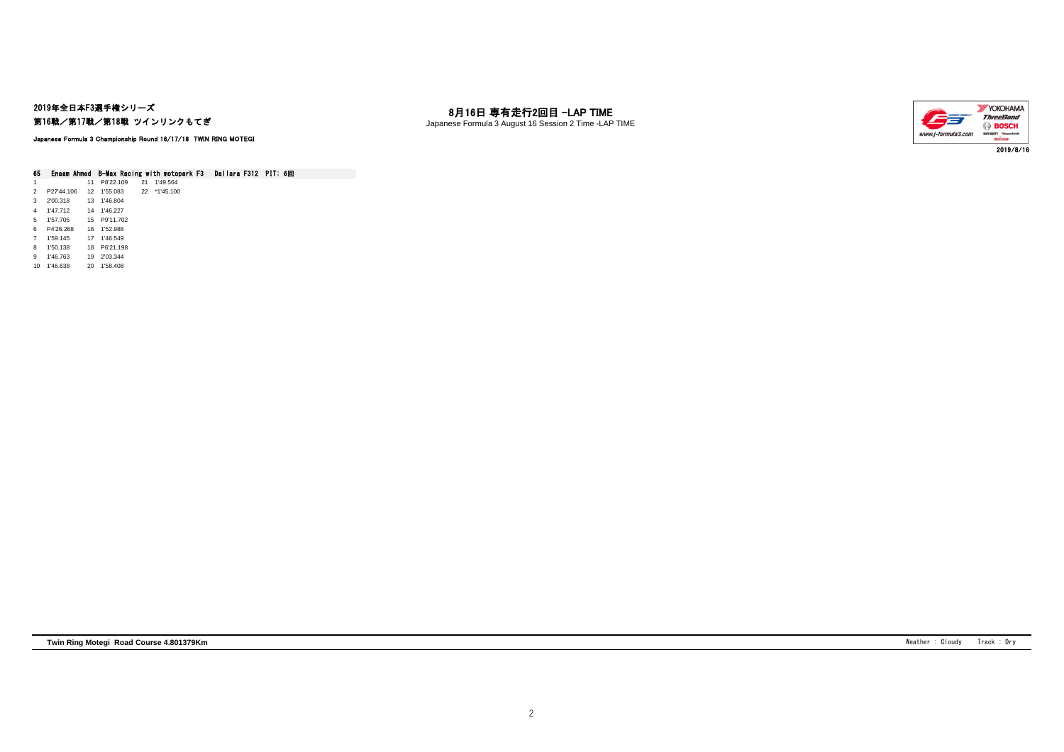2019年全日本F3選手権シリーズ
第16戦／第17戦／第18戦 ツインリンクもてぎ

Japanese Formula 3 Championship Round 16/17/18 TWIN RING MOTEGI

# 8月16日 専有走行2回目 -LAP TIME

Japanese Formula 3 August 16 Session 2 Time -LAP TIME

2019/8/16

**65 Enaam Ahmed B-Max Racing with motopark F3 Dallara F312 PIT: 6回**

| | | | | | |
|---|---|---|---|---|---|
| 1 | | 11 | P8'22.109 | 21 | 1'49.564 |
| 2 | P27'44.106 | 12 | 1'55.083 | 22 | *1'45.100 |
| 3 | 2'00.318 | 13 | 1'46.804 | | |
| 4 | 1'47.712 | 14 | 1'46.227 | | |
| 5 | 1'57.705 | 15 | P9'11.702 | | |
| 6 | P4'26.268 | 16 | 1'52.988 | | |
| 7 | 1'59.145 | 17 | 1'46.549 | | |
| 8 | 1'50.138 | 18 | P6'21.198 | | |
| 9 | 1'46.763 | 19 | 2'03.344 | | |
| 10 | 1'46.638 | 20 | 1'58.408 | | |

**Twin Ring Motegi Road Course 4.801379Km**

Weather : Cloudy Track : Dry